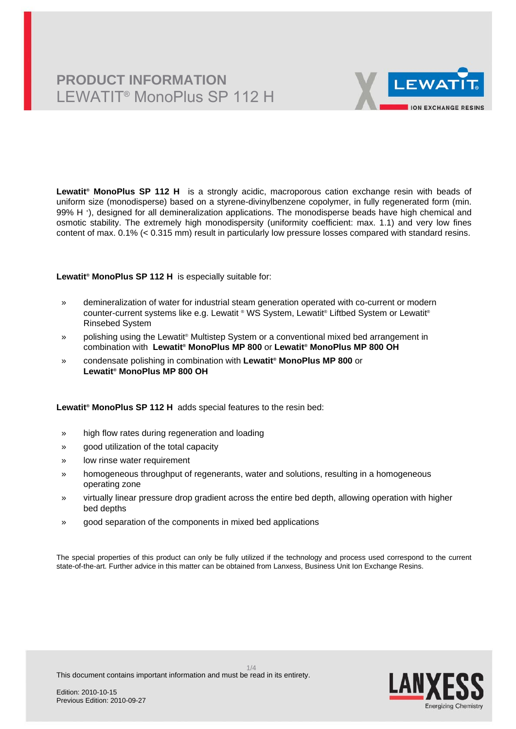# PRODUCT INFORMATION
## LEWATIT® MonoPlus SP 112 H

**Lewatit® MonoPlus SP 112 H** is a strongly acidic, macroporous cation exchange resin with beads of uniform size (monodisperse) based on a styrene-divinylbenzene copolymer, in fully regenerated form (min. 99% $H^+$), designed for all demineralization applications. The monodisperse beads have high chemical and osmotic stability. The extremely high monodispersity (uniformity coefficient: max. 1.1) and very low fines content of max. 0.1% (< 0.315 mm) result in particularly low pressure losses compared with standard resins.

**Lewatit® MonoPlus SP 112 H** is especially suitable for:

- demineralization of water for industrial steam generation operated with co-current or modern counter-current systems like e.g. Lewatit ® WS System, Lewatit® Liftbed System or Lewatit® Rinsebed System
- polishing using the Lewatit® Multistep System or a conventional mixed bed arrangement in combination with **Lewatit® MonoPlus MP 800** or **Lewatit® MonoPlus MP 800 OH**
- condensate polishing in combination with **Lewatit® MonoPlus MP 800** or **Lewatit® MonoPlus MP 800 OH**

**Lewatit® MonoPlus SP 112 H** adds special features to the resin bed:

- high flow rates during regeneration and loading
- good utilization of the total capacity
- low rinse water requirement
- homogeneous throughput of regenerants, water and solutions, resulting in a homogeneous operating zone
- virtually linear pressure drop gradient across the entire bed depth, allowing operation with higher bed depths
- good separation of the components in mixed bed applications

The special properties of this product can only be fully utilized if the technology and process used correspond to the current state-of-the-art. Further advice in this matter can be obtained from Lanxess, Business Unit Ion Exchange Resins.

This document contains important information and must be read in its entirety.

Edition: 2010-10-15
Previous Edition: 2010-09-27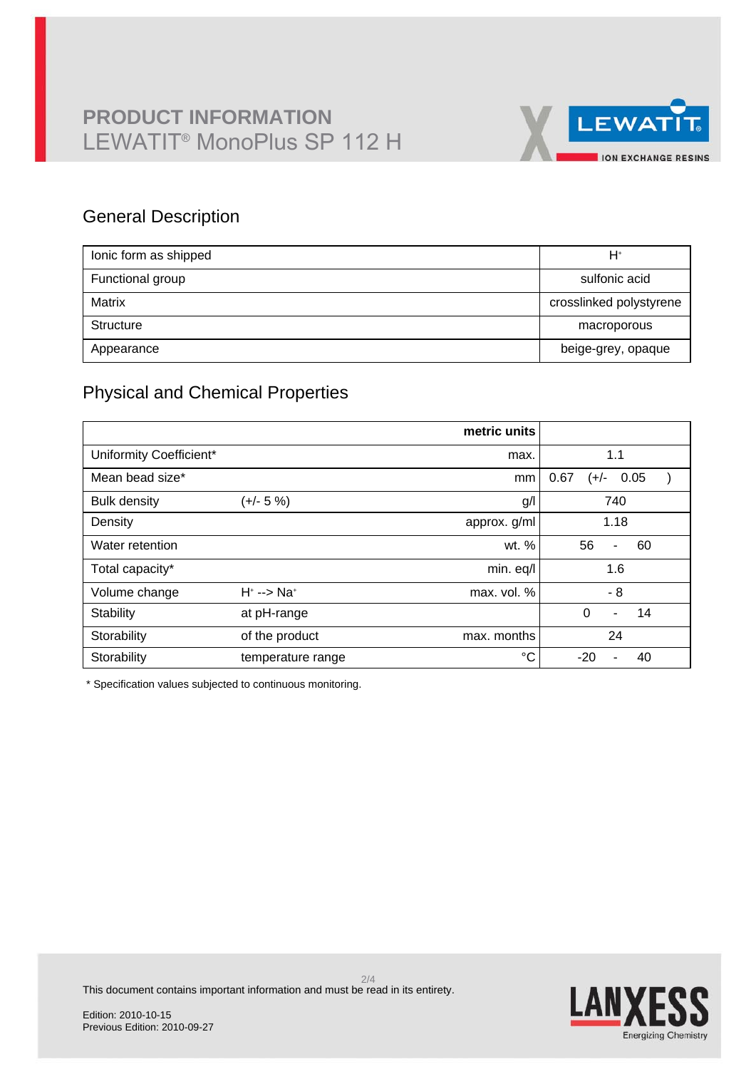# PRODUCT INFORMATION
## LEWATIT® MonoPlus SP 112 H

### General Description

| | |
|---|---|
| Ionic form as shipped | $H^+$ |
| Functional group | sulfonic acid |
| Matrix | crosslinked polystyrene |
| Structure | macroporous |
| Appearance | beige-grey, opaque |

### Physical and Chemical Properties

| | | metric units | |
|---|---|---|---|
| Uniformity Coefficient* | | max. | 1.1 |
| Mean bead size* | | mm | 0.67 (+/- 0.05 ) |
| Bulk density | (+/- 5 %) | g/l | 740 |
| Density | | approx. g/ml | 1.18 |
| Water retention | | wt. % | 56 - 60 |
| Total capacity* | | min. eq/l | 1.6 |
| Volume change | $H^+$ --> $Na^+$ | max. vol. % | - 8 |
| Stability | at pH-range | | 0 - 14 |
| Storability | of the product | max. months | 24 |
| Storability | temperature range | °C | -20 - 40 |

* Specification values subjected to continuous monitoring.

This document contains important information and must be read in its entirety.

Edition: 2010-10-15
Previous Edition: 2010-09-27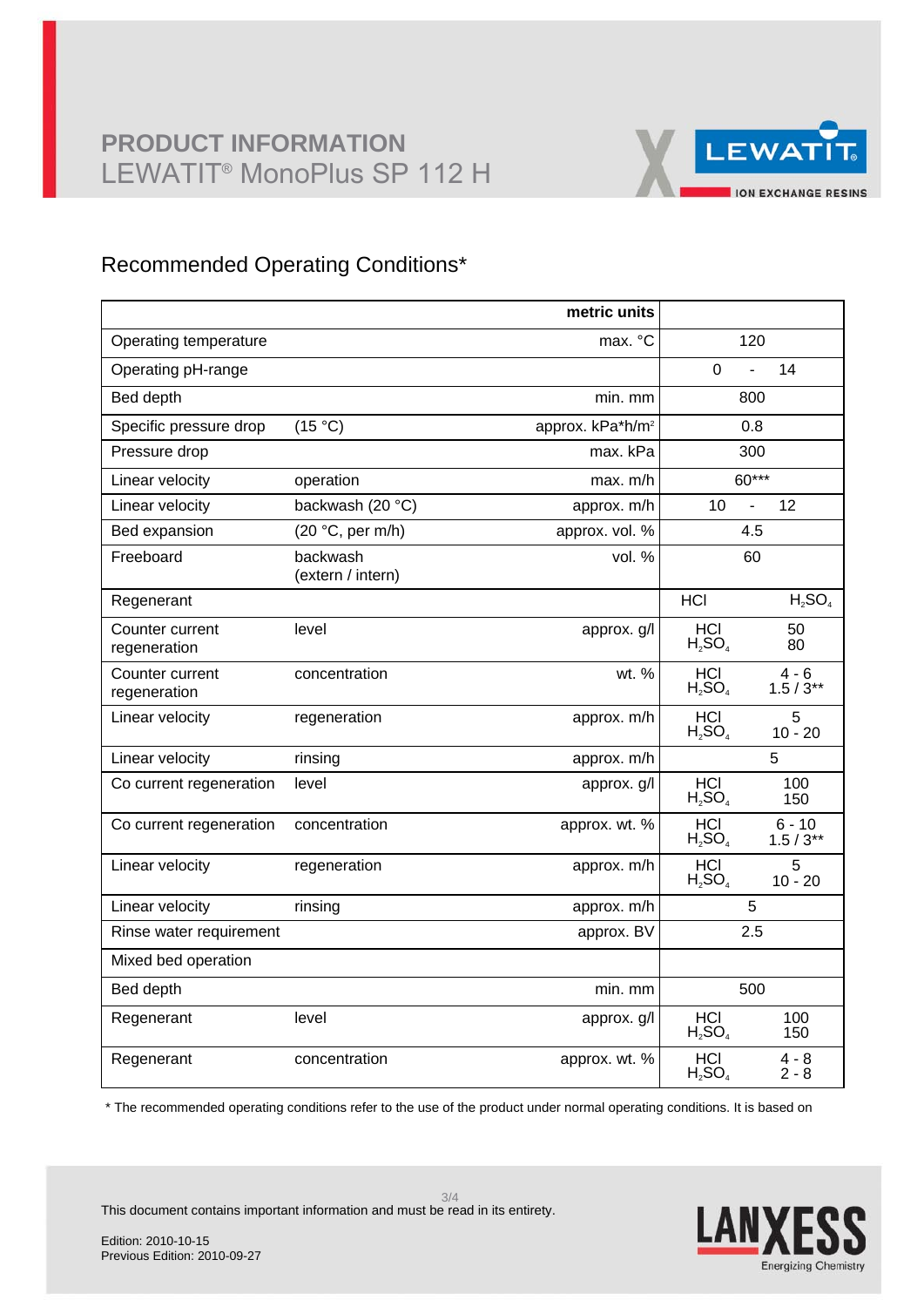## Recommended Operating Conditions*

| | | metric units | |
|---|---|---|---|
| Operating temperature | | max. °C | 120 |
| Operating pH-range | | | 0 - 14 |
| Bed depth | | min. mm | 800 |
| Specific pressure drop | (15 °C) | approx. kPa*h/m² | 0.8 |
| Pressure drop | | max. kPa | 300 |
| Linear velocity | operation | max. m/h | 60*** |
| Linear velocity | backwash (20 °C) | approx. m/h | 10 - 12 |
| Bed expansion | (20 °C, per m/h) | approx. vol. % | 4.5 |
| Freeboard | backwash (extern / intern) | vol. % | 60 |
| Regenerant | | | HCl / $H_2SO_4$ |
| Counter current regeneration | level | approx. g/l | HCl 50 <br> $H_2SO_4$ 80 |
| Counter current regeneration | concentration | wt. % | HCl 4 - 6 <br> $H_2SO_4$ 1.5 / 3** |
| Linear velocity | regeneration | approx. m/h | HCl 5 <br> $H_2SO_4$ 10 - 20 |
| Linear velocity | rinsing | approx. m/h | 5 |
| Co current regeneration | level | approx. g/l | HCl 100 <br> $H_2SO_4$ 150 |
| Co current regeneration | concentration | approx. wt. % | HCl 6 - 10 <br> $H_2SO_4$ 1.5 / 3** |
| Linear velocity | regeneration | approx. m/h | HCl 5 <br> $H_2SO_4$ 10 - 20 |
| Linear velocity | rinsing | approx. m/h | 5 |
| Rinse water requirement | | approx. BV | 2.5 |
| Mixed bed operation | | | |
| Bed depth | | min. mm | 500 |
| Regenerant | level | approx. g/l | HCl 100 <br> $H_2SO_4$ 150 |
| Regenerant | concentration | approx. wt. % | HCl 4 - 8 <br> $H_2SO_4$ 2 - 8 |

* The recommended operating conditions refer to the use of the product under normal operating conditions. It is based on

This document contains important information and must be read in its entirety.

Edition: 2010-10-15
Previous Edition: 2010-09-27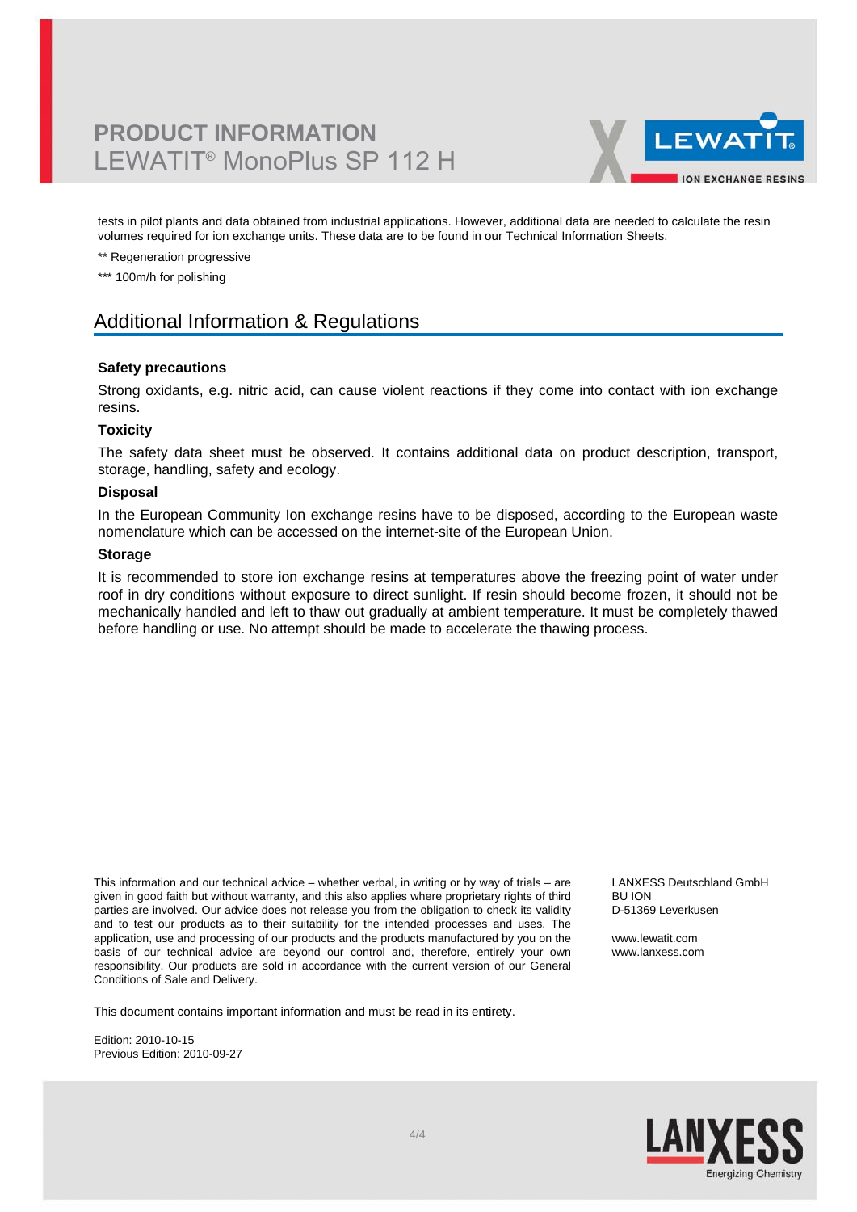tests in pilot plants and data obtained from industrial applications. However, additional data are needed to calculate the resin volumes required for ion exchange units. These data are to be found in our Technical Information Sheets.

** Regeneration progressive

*** 100m/h for polishing

## Additional Information & Regulations

**Safety precautions**

Strong oxidants, e.g. nitric acid, can cause violent reactions if they come into contact with ion exchange resins.

**Toxicity**

The safety data sheet must be observed. It contains additional data on product description, transport, storage, handling, safety and ecology.

**Disposal**

In the European Community Ion exchange resins have to be disposed, according to the European waste nomenclature which can be accessed on the internet-site of the European Union.

**Storage**

It is recommended to store ion exchange resins at temperatures above the freezing point of water under roof in dry conditions without exposure to direct sunlight. If resin should become frozen, it should not be mechanically handled and left to thaw out gradually at ambient temperature. It must be completely thawed before handling or use. No attempt should be made to accelerate the thawing process.

This information and our technical advice – whether verbal, in writing or by way of trials – are given in good faith but without warranty, and this also applies where proprietary rights of third parties are involved. Our advice does not release you from the obligation to check its validity and to test our products as to their suitability for the intended processes and uses. The application, use and processing of our products and the products manufactured by you on the basis of our technical advice are beyond our control and, therefore, entirely your own responsibility. Our products are sold in accordance with the current version of our General Conditions of Sale and Delivery.

LANXESS Deutschland GmbH
BU ION
D-51369 Leverkusen

www.lewatit.com
www.lanxess.com

This document contains important information and must be read in its entirety.

Edition: 2010-10-15
Previous Edition: 2010-09-27